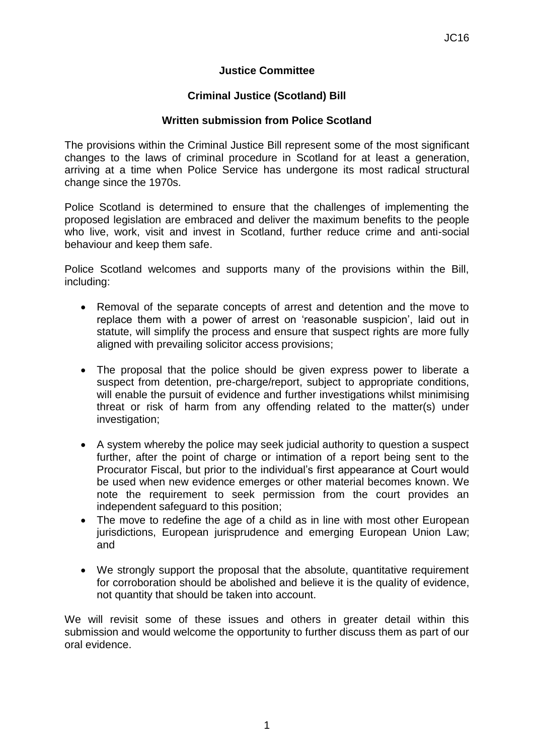**Justice Committee**

**Criminal Justice (Scotland) Bill**

**Written submission from Police Scotland**

The provisions within the Criminal Justice Bill represent some of the most significant changes to the laws of criminal procedure in Scotland for at least a generation, arriving at a time when Police Service has undergone its most radical structural change since the 1970s.

Police Scotland is determined to ensure that the challenges of implementing the proposed legislation are embraced and deliver the maximum benefits to the people who live, work, visit and invest in Scotland, further reduce crime and anti-social behaviour and keep them safe.

Police Scotland welcomes and supports many of the provisions within the Bill, including:

- Removal of the separate concepts of arrest and detention and the move to replace them with a power of arrest on 'reasonable suspicion', laid out in statute, will simplify the process and ensure that suspect rights are more fully aligned with prevailing solicitor access provisions;

- The proposal that the police should be given express power to liberate a suspect from detention, pre-charge/report, subject to appropriate conditions, will enable the pursuit of evidence and further investigations whilst minimising threat or risk of harm from any offending related to the matter(s) under investigation;

- A system whereby the police may seek judicial authority to question a suspect further, after the point of charge or intimation of a report being sent to the Procurator Fiscal, but prior to the individual's first appearance at Court would be used when new evidence emerges or other material becomes known. We note the requirement to seek permission from the court provides an independent safeguard to this position;
- The move to redefine the age of a child as in line with most other European jurisdictions, European jurisprudence and emerging European Union Law; and

- We strongly support the proposal that the absolute, quantitative requirement for corroboration should be abolished and believe it is the quality of evidence, not quantity that should be taken into account.

We will revisit some of these issues and others in greater detail within this submission and would welcome the opportunity to further discuss them as part of our oral evidence.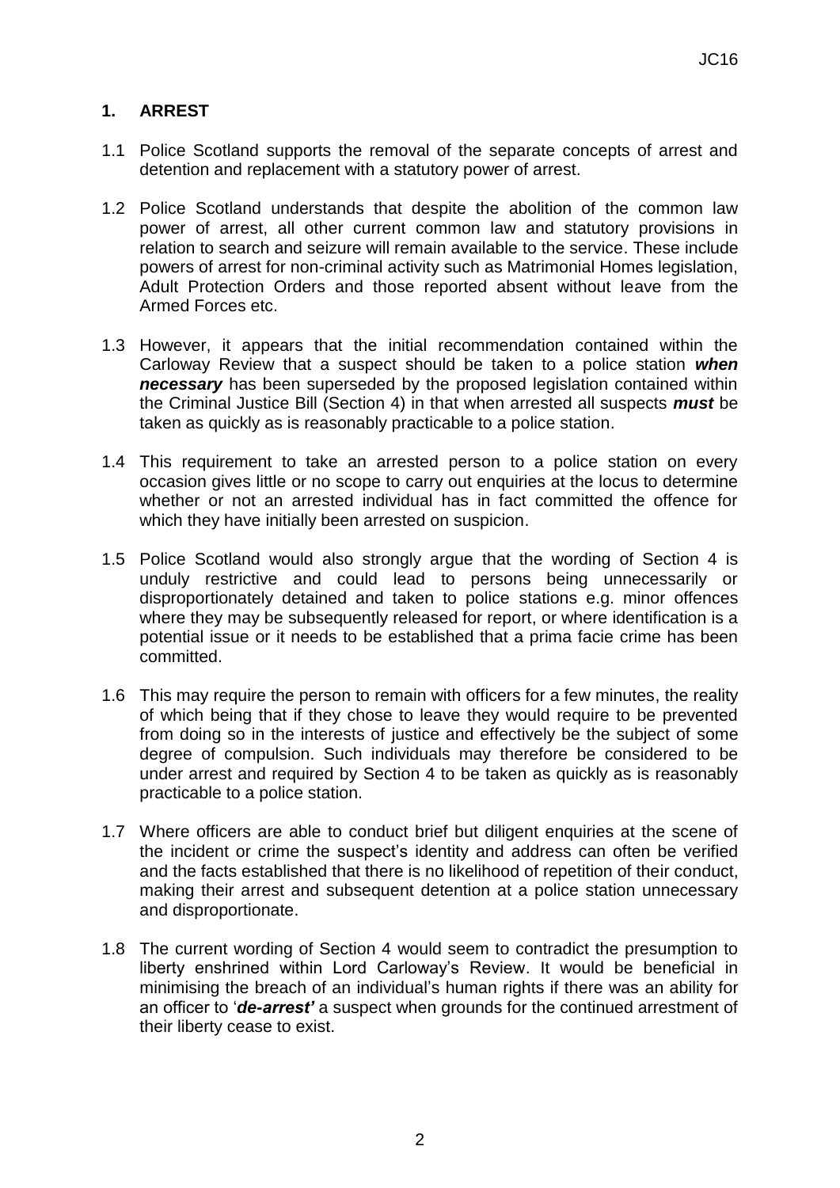## 1. ARREST

1.1 Police Scotland supports the removal of the separate concepts of arrest and detention and replacement with a statutory power of arrest.

1.2 Police Scotland understands that despite the abolition of the common law power of arrest, all other current common law and statutory provisions in relation to search and seizure will remain available to the service. These include powers of arrest for non-criminal activity such as Matrimonial Homes legislation, Adult Protection Orders and those reported absent without leave from the Armed Forces etc.

1.3 However, it appears that the initial recommendation contained within the Carloway Review that a suspect should be taken to a police station ***when necessary*** has been superseded by the proposed legislation contained within the Criminal Justice Bill (Section 4) in that when arrested all suspects ***must*** be taken as quickly as is reasonably practicable to a police station.

1.4 This requirement to take an arrested person to a police station on every occasion gives little or no scope to carry out enquiries at the locus to determine whether or not an arrested individual has in fact committed the offence for which they have initially been arrested on suspicion.

1.5 Police Scotland would also strongly argue that the wording of Section 4 is unduly restrictive and could lead to persons being unnecessarily or disproportionately detained and taken to police stations e.g. minor offences where they may be subsequently released for report, or where identification is a potential issue or it needs to be established that a prima facie crime has been committed.

1.6 This may require the person to remain with officers for a few minutes, the reality of which being that if they chose to leave they would require to be prevented from doing so in the interests of justice and effectively be the subject of some degree of compulsion. Such individuals may therefore be considered to be under arrest and required by Section 4 to be taken as quickly as is reasonably practicable to a police station.

1.7 Where officers are able to conduct brief but diligent enquiries at the scene of the incident or crime the suspect's identity and address can often be verified and the facts established that there is no likelihood of repetition of their conduct, making their arrest and subsequent detention at a police station unnecessary and disproportionate.

1.8 The current wording of Section 4 would seem to contradict the presumption to liberty enshrined within Lord Carloway's Review. It would be beneficial in minimising the breach of an individual's human rights if there was an ability for an officer to '***de-arrest'*** a suspect when grounds for the continued arrestment of their liberty cease to exist.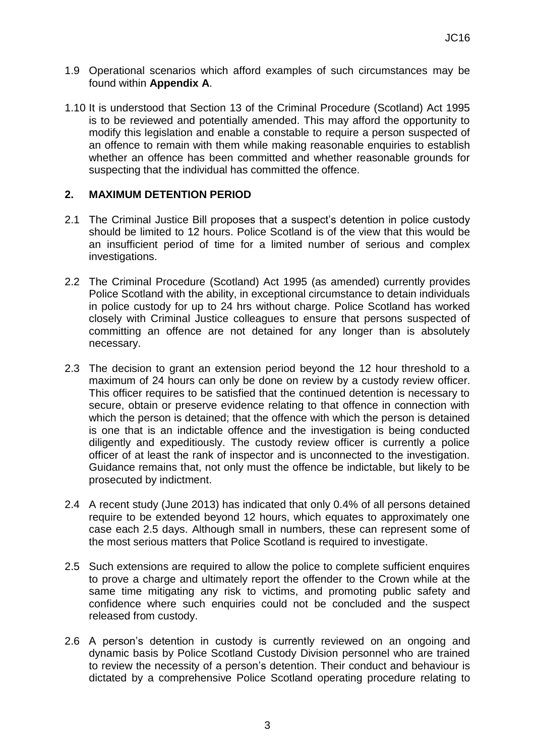1.9 Operational scenarios which afford examples of such circumstances may be found within **Appendix A**.

1.10 It is understood that Section 13 of the Criminal Procedure (Scotland) Act 1995 is to be reviewed and potentially amended. This may afford the opportunity to modify this legislation and enable a constable to require a person suspected of an offence to remain with them while making reasonable enquiries to establish whether an offence has been committed and whether reasonable grounds for suspecting that the individual has committed the offence.

## 2. MAXIMUM DETENTION PERIOD

2.1 The Criminal Justice Bill proposes that a suspect's detention in police custody should be limited to 12 hours. Police Scotland is of the view that this would be an insufficient period of time for a limited number of serious and complex investigations.

2.2 The Criminal Procedure (Scotland) Act 1995 (as amended) currently provides Police Scotland with the ability, in exceptional circumstance to detain individuals in police custody for up to 24 hrs without charge. Police Scotland has worked closely with Criminal Justice colleagues to ensure that persons suspected of committing an offence are not detained for any longer than is absolutely necessary.

2.3 The decision to grant an extension period beyond the 12 hour threshold to a maximum of 24 hours can only be done on review by a custody review officer. This officer requires to be satisfied that the continued detention is necessary to secure, obtain or preserve evidence relating to that offence in connection with which the person is detained; that the offence with which the person is detained is one that is an indictable offence and the investigation is being conducted diligently and expeditiously. The custody review officer is currently a police officer of at least the rank of inspector and is unconnected to the investigation. Guidance remains that, not only must the offence be indictable, but likely to be prosecuted by indictment.

2.4 A recent study (June 2013) has indicated that only 0.4% of all persons detained require to be extended beyond 12 hours, which equates to approximately one case each 2.5 days. Although small in numbers, these can represent some of the most serious matters that Police Scotland is required to investigate.

2.5 Such extensions are required to allow the police to complete sufficient enquires to prove a charge and ultimately report the offender to the Crown while at the same time mitigating any risk to victims, and promoting public safety and confidence where such enquiries could not be concluded and the suspect released from custody.

2.6 A person's detention in custody is currently reviewed on an ongoing and dynamic basis by Police Scotland Custody Division personnel who are trained to review the necessity of a person's detention. Their conduct and behaviour is dictated by a comprehensive Police Scotland operating procedure relating to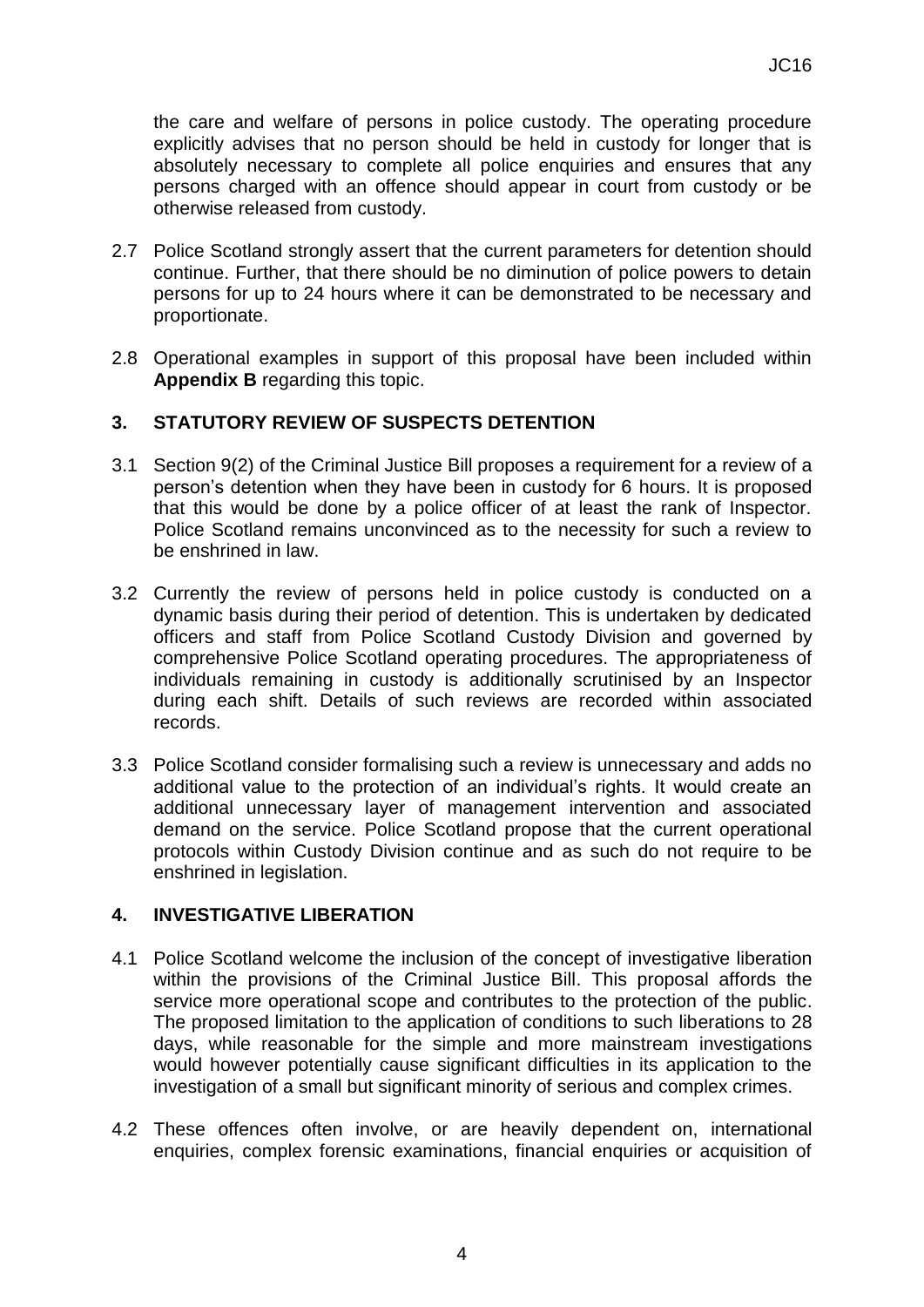the care and welfare of persons in police custody. The operating procedure explicitly advises that no person should be held in custody for longer that is absolutely necessary to complete all police enquiries and ensures that any persons charged with an offence should appear in court from custody or be otherwise released from custody.

2.7 Police Scotland strongly assert that the current parameters for detention should continue. Further, that there should be no diminution of police powers to detain persons for up to 24 hours where it can be demonstrated to be necessary and proportionate.

2.8 Operational examples in support of this proposal have been included within **Appendix B** regarding this topic.

## 3. STATUTORY REVIEW OF SUSPECTS DETENTION

3.1 Section 9(2) of the Criminal Justice Bill proposes a requirement for a review of a person's detention when they have been in custody for 6 hours. It is proposed that this would be done by a police officer of at least the rank of Inspector. Police Scotland remains unconvinced as to the necessity for such a review to be enshrined in law.

3.2 Currently the review of persons held in police custody is conducted on a dynamic basis during their period of detention. This is undertaken by dedicated officers and staff from Police Scotland Custody Division and governed by comprehensive Police Scotland operating procedures. The appropriateness of individuals remaining in custody is additionally scrutinised by an Inspector during each shift. Details of such reviews are recorded within associated records.

3.3 Police Scotland consider formalising such a review is unnecessary and adds no additional value to the protection of an individual's rights. It would create an additional unnecessary layer of management intervention and associated demand on the service. Police Scotland propose that the current operational protocols within Custody Division continue and as such do not require to be enshrined in legislation.

## 4. INVESTIGATIVE LIBERATION

4.1 Police Scotland welcome the inclusion of the concept of investigative liberation within the provisions of the Criminal Justice Bill. This proposal affords the service more operational scope and contributes to the protection of the public. The proposed limitation to the application of conditions to such liberations to 28 days, while reasonable for the simple and more mainstream investigations would however potentially cause significant difficulties in its application to the investigation of a small but significant minority of serious and complex crimes.

4.2 These offences often involve, or are heavily dependent on, international enquiries, complex forensic examinations, financial enquiries or acquisition of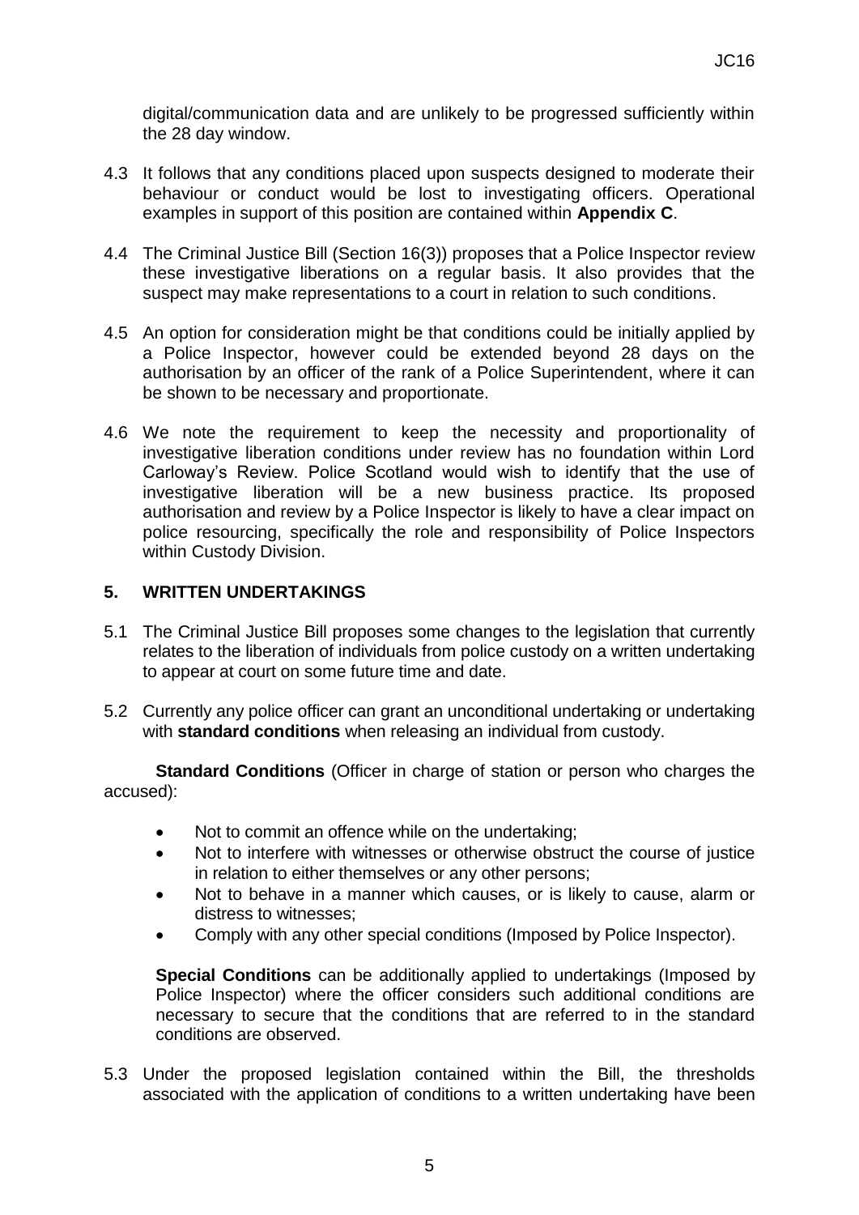digital/communication data and are unlikely to be progressed sufficiently within the 28 day window.

4.3 It follows that any conditions placed upon suspects designed to moderate their behaviour or conduct would be lost to investigating officers. Operational examples in support of this position are contained within **Appendix C**.

4.4 The Criminal Justice Bill (Section 16(3)) proposes that a Police Inspector review these investigative liberations on a regular basis. It also provides that the suspect may make representations to a court in relation to such conditions.

4.5 An option for consideration might be that conditions could be initially applied by a Police Inspector, however could be extended beyond 28 days on the authorisation by an officer of the rank of a Police Superintendent, where it can be shown to be necessary and proportionate.

4.6 We note the requirement to keep the necessity and proportionality of investigative liberation conditions under review has no foundation within Lord Carloway's Review. Police Scotland would wish to identify that the use of investigative liberation will be a new business practice. Its proposed authorisation and review by a Police Inspector is likely to have a clear impact on police resourcing, specifically the role and responsibility of Police Inspectors within Custody Division.

## 5. WRITTEN UNDERTAKINGS

5.1 The Criminal Justice Bill proposes some changes to the legislation that currently relates to the liberation of individuals from police custody on a written undertaking to appear at court on some future time and date.

5.2 Currently any police officer can grant an unconditional undertaking or undertaking with **standard conditions** when releasing an individual from custody.

**Standard Conditions** (Officer in charge of station or person who charges the accused):

- Not to commit an offence while on the undertaking;
- Not to interfere with witnesses or otherwise obstruct the course of justice in relation to either themselves or any other persons;
- Not to behave in a manner which causes, or is likely to cause, alarm or distress to witnesses;
- Comply with any other special conditions (Imposed by Police Inspector).

**Special Conditions** can be additionally applied to undertakings (Imposed by Police Inspector) where the officer considers such additional conditions are necessary to secure that the conditions that are referred to in the standard conditions are observed.

5.3 Under the proposed legislation contained within the Bill, the thresholds associated with the application of conditions to a written undertaking have been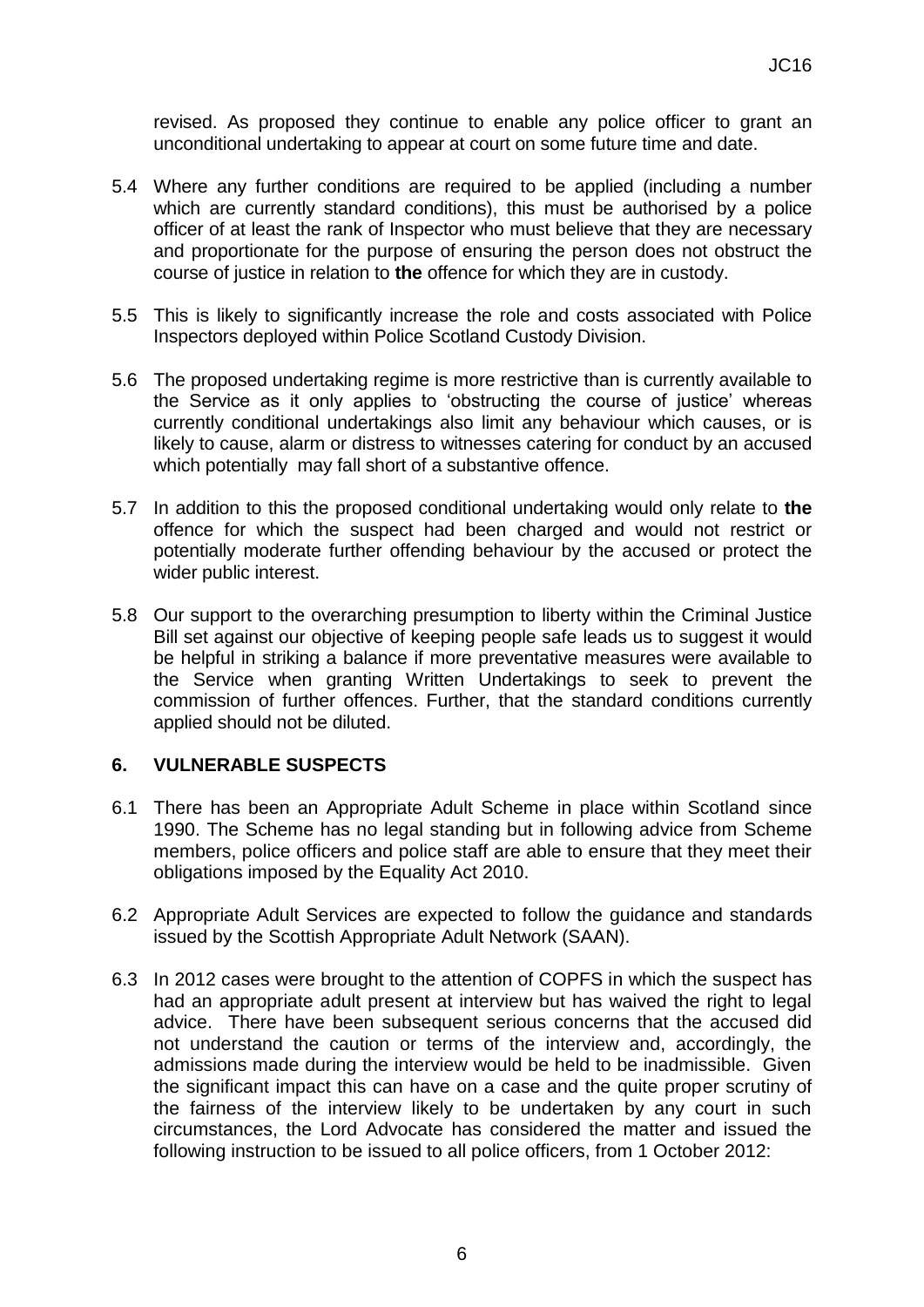revised. As proposed they continue to enable any police officer to grant an unconditional undertaking to appear at court on some future time and date.

5.4 Where any further conditions are required to be applied (including a number which are currently standard conditions), this must be authorised by a police officer of at least the rank of Inspector who must believe that they are necessary and proportionate for the purpose of ensuring the person does not obstruct the course of justice in relation to **the** offence for which they are in custody.

5.5 This is likely to significantly increase the role and costs associated with Police Inspectors deployed within Police Scotland Custody Division.

5.6 The proposed undertaking regime is more restrictive than is currently available to the Service as it only applies to 'obstructing the course of justice' whereas currently conditional undertakings also limit any behaviour which causes, or is likely to cause, alarm or distress to witnesses catering for conduct by an accused which potentially may fall short of a substantive offence.

5.7 In addition to this the proposed conditional undertaking would only relate to **the** offence for which the suspect had been charged and would not restrict or potentially moderate further offending behaviour by the accused or protect the wider public interest.

5.8 Our support to the overarching presumption to liberty within the Criminal Justice Bill set against our objective of keeping people safe leads us to suggest it would be helpful in striking a balance if more preventative measures were available to the Service when granting Written Undertakings to seek to prevent the commission of further offences. Further, that the standard conditions currently applied should not be diluted.

## 6. VULNERABLE SUSPECTS

6.1 There has been an Appropriate Adult Scheme in place within Scotland since 1990. The Scheme has no legal standing but in following advice from Scheme members, police officers and police staff are able to ensure that they meet their obligations imposed by the Equality Act 2010.

6.2 Appropriate Adult Services are expected to follow the guidance and standards issued by the Scottish Appropriate Adult Network (SAAN).

6.3 In 2012 cases were brought to the attention of COPFS in which the suspect has had an appropriate adult present at interview but has waived the right to legal advice. There have been subsequent serious concerns that the accused did not understand the caution or terms of the interview and, accordingly, the admissions made during the interview would be held to be inadmissible. Given the significant impact this can have on a case and the quite proper scrutiny of the fairness of the interview likely to be undertaken by any court in such circumstances, the Lord Advocate has considered the matter and issued the following instruction to be issued to all police officers, from 1 October 2012: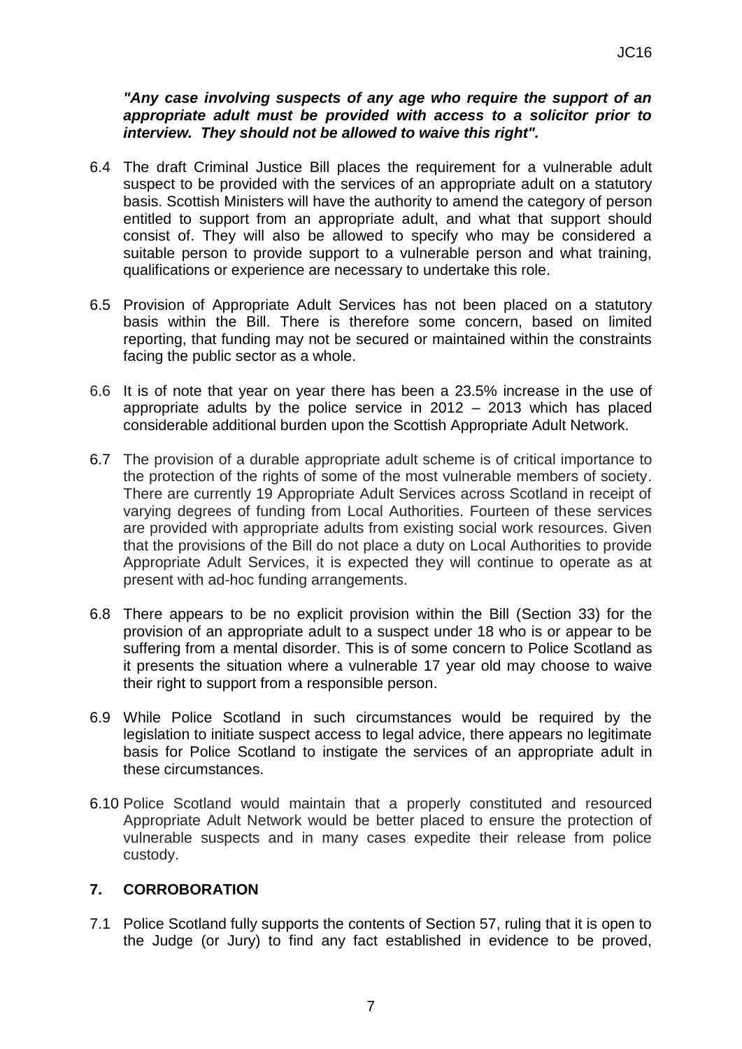***"Any case involving suspects of any age who require the support of an appropriate adult must be provided with access to a solicitor prior to interview. They should not be allowed to waive this right".***

6.4 The draft Criminal Justice Bill places the requirement for a vulnerable adult suspect to be provided with the services of an appropriate adult on a statutory basis. Scottish Ministers will have the authority to amend the category of person entitled to support from an appropriate adult, and what that support should consist of. They will also be allowed to specify who may be considered a suitable person to provide support to a vulnerable person and what training, qualifications or experience are necessary to undertake this role.

6.5 Provision of Appropriate Adult Services has not been placed on a statutory basis within the Bill. There is therefore some concern, based on limited reporting, that funding may not be secured or maintained within the constraints facing the public sector as a whole.

6.6 It is of note that year on year there has been a 23.5% increase in the use of appropriate adults by the police service in 2012 – 2013 which has placed considerable additional burden upon the Scottish Appropriate Adult Network.

6.7 The provision of a durable appropriate adult scheme is of critical importance to the protection of the rights of some of the most vulnerable members of society. There are currently 19 Appropriate Adult Services across Scotland in receipt of varying degrees of funding from Local Authorities. Fourteen of these services are provided with appropriate adults from existing social work resources. Given that the provisions of the Bill do not place a duty on Local Authorities to provide Appropriate Adult Services, it is expected they will continue to operate as at present with ad-hoc funding arrangements.

6.8 There appears to be no explicit provision within the Bill (Section 33) for the provision of an appropriate adult to a suspect under 18 who is or appear to be suffering from a mental disorder. This is of some concern to Police Scotland as it presents the situation where a vulnerable 17 year old may choose to waive their right to support from a responsible person.

6.9 While Police Scotland in such circumstances would be required by the legislation to initiate suspect access to legal advice, there appears no legitimate basis for Police Scotland to instigate the services of an appropriate adult in these circumstances.

6.10 Police Scotland would maintain that a properly constituted and resourced Appropriate Adult Network would be better placed to ensure the protection of vulnerable suspects and in many cases expedite their release from police custody.

## 7. CORROBORATION

7.1 Police Scotland fully supports the contents of Section 57, ruling that it is open to the Judge (or Jury) to find any fact established in evidence to be proved,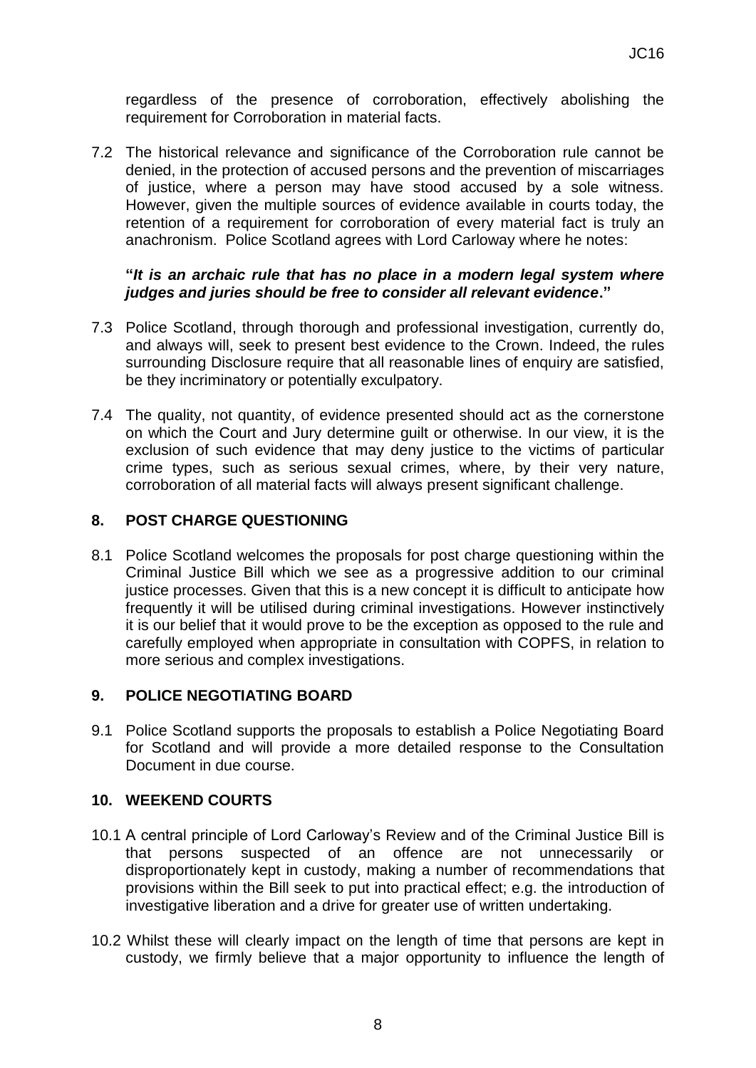regardless of the presence of corroboration, effectively abolishing the requirement for Corroboration in material facts.

7.2 The historical relevance and significance of the Corroboration rule cannot be denied, in the protection of accused persons and the prevention of miscarriages of justice, where a person may have stood accused by a sole witness. However, given the multiple sources of evidence available in courts today, the retention of a requirement for corroboration of every material fact is truly an anachronism. Police Scotland agrees with Lord Carloway where he notes:

**"*It is an archaic rule that has no place in a modern legal system where judges and juries should be free to consider all relevant evidence*."**

7.3 Police Scotland, through thorough and professional investigation, currently do, and always will, seek to present best evidence to the Crown. Indeed, the rules surrounding Disclosure require that all reasonable lines of enquiry are satisfied, be they incriminatory or potentially exculpatory.

7.4 The quality, not quantity, of evidence presented should act as the cornerstone on which the Court and Jury determine guilt or otherwise. In our view, it is the exclusion of such evidence that may deny justice to the victims of particular crime types, such as serious sexual crimes, where, by their very nature, corroboration of all material facts will always present significant challenge.

## 8. POST CHARGE QUESTIONING

8.1 Police Scotland welcomes the proposals for post charge questioning within the Criminal Justice Bill which we see as a progressive addition to our criminal justice processes. Given that this is a new concept it is difficult to anticipate how frequently it will be utilised during criminal investigations. However instinctively it is our belief that it would prove to be the exception as opposed to the rule and carefully employed when appropriate in consultation with COPFS, in relation to more serious and complex investigations.

## 9. POLICE NEGOTIATING BOARD

9.1 Police Scotland supports the proposals to establish a Police Negotiating Board for Scotland and will provide a more detailed response to the Consultation Document in due course.

## 10. WEEKEND COURTS

10.1 A central principle of Lord Carloway's Review and of the Criminal Justice Bill is that persons suspected of an offence are not unnecessarily or disproportionately kept in custody, making a number of recommendations that provisions within the Bill seek to put into practical effect; e.g. the introduction of investigative liberation and a drive for greater use of written undertaking.

10.2 Whilst these will clearly impact on the length of time that persons are kept in custody, we firmly believe that a major opportunity to influence the length of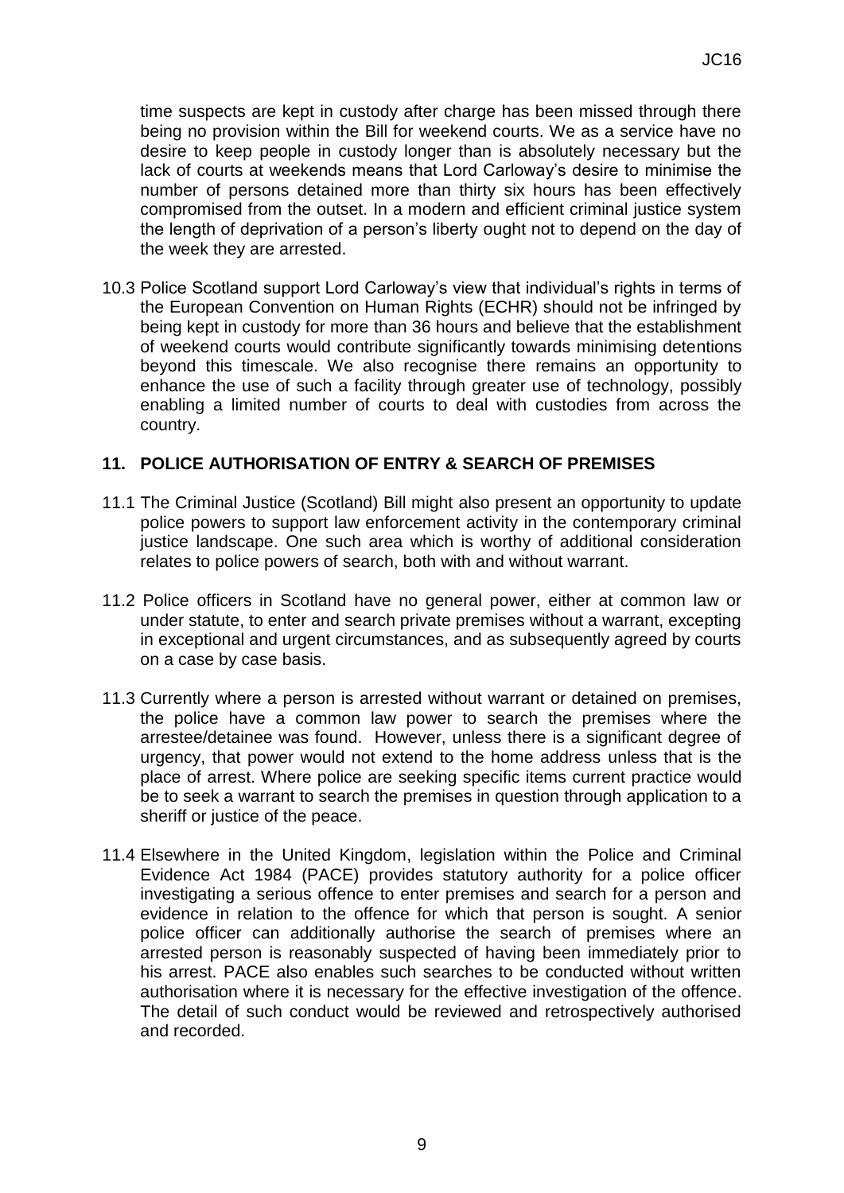time suspects are kept in custody after charge has been missed through there being no provision within the Bill for weekend courts. We as a service have no desire to keep people in custody longer than is absolutely necessary but the lack of courts at weekends means that Lord Carloway's desire to minimise the number of persons detained more than thirty six hours has been effectively compromised from the outset. In a modern and efficient criminal justice system the length of deprivation of a person's liberty ought not to depend on the day of the week they are arrested.

10.3 Police Scotland support Lord Carloway's view that individual's rights in terms of the European Convention on Human Rights (ECHR) should not be infringed by being kept in custody for more than 36 hours and believe that the establishment of weekend courts would contribute significantly towards minimising detentions beyond this timescale. We also recognise there remains an opportunity to enhance the use of such a facility through greater use of technology, possibly enabling a limited number of courts to deal with custodies from across the country.

## 11. POLICE AUTHORISATION OF ENTRY & SEARCH OF PREMISES

11.1 The Criminal Justice (Scotland) Bill might also present an opportunity to update police powers to support law enforcement activity in the contemporary criminal justice landscape. One such area which is worthy of additional consideration relates to police powers of search, both with and without warrant.

11.2 Police officers in Scotland have no general power, either at common law or under statute, to enter and search private premises without a warrant, excepting in exceptional and urgent circumstances, and as subsequently agreed by courts on a case by case basis.

11.3 Currently where a person is arrested without warrant or detained on premises, the police have a common law power to search the premises where the arrestee/detainee was found. However, unless there is a significant degree of urgency, that power would not extend to the home address unless that is the place of arrest. Where police are seeking specific items current practice would be to seek a warrant to search the premises in question through application to a sheriff or justice of the peace.

11.4 Elsewhere in the United Kingdom, legislation within the Police and Criminal Evidence Act 1984 (PACE) provides statutory authority for a police officer investigating a serious offence to enter premises and search for a person and evidence in relation to the offence for which that person is sought. A senior police officer can additionally authorise the search of premises where an arrested person is reasonably suspected of having been immediately prior to his arrest. PACE also enables such searches to be conducted without written authorisation where it is necessary for the effective investigation of the offence. The detail of such conduct would be reviewed and retrospectively authorised and recorded.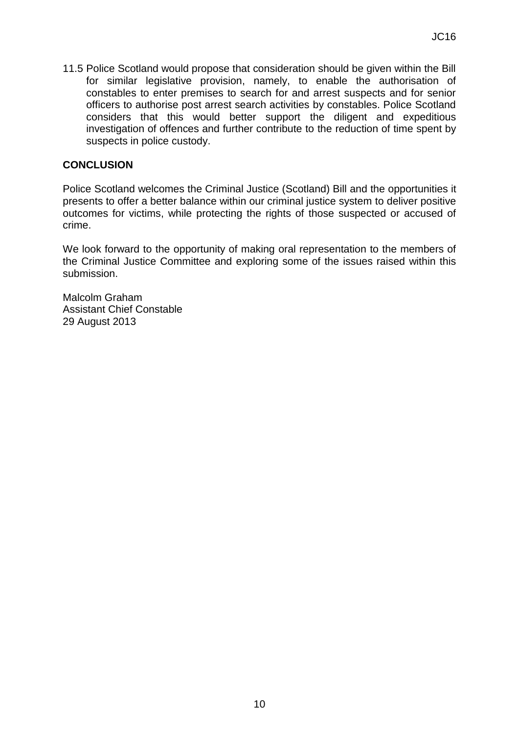11.5 Police Scotland would propose that consideration should be given within the Bill for similar legislative provision, namely, to enable the authorisation of constables to enter premises to search for and arrest suspects and for senior officers to authorise post arrest search activities by constables. Police Scotland considers that this would better support the diligent and expeditious investigation of offences and further contribute to the reduction of time spent by suspects in police custody.

## CONCLUSION

Police Scotland welcomes the Criminal Justice (Scotland) Bill and the opportunities it presents to offer a better balance within our criminal justice system to deliver positive outcomes for victims, while protecting the rights of those suspected or accused of crime.

We look forward to the opportunity of making oral representation to the members of the Criminal Justice Committee and exploring some of the issues raised within this submission.

Malcolm Graham
Assistant Chief Constable
29 August 2013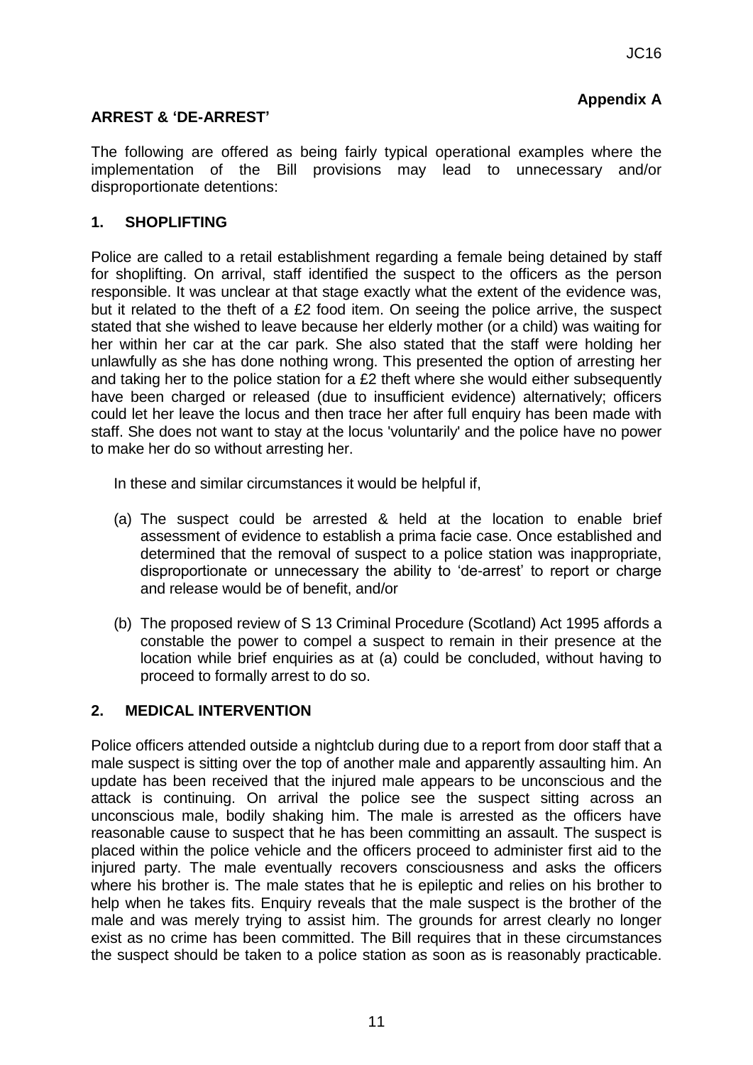**Appendix A**

**ARREST & 'DE-ARREST'**

The following are offered as being fairly typical operational examples where the implementation of the Bill provisions may lead to unnecessary and/or disproportionate detentions:

## 1. SHOPLIFTING

Police are called to a retail establishment regarding a female being detained by staff for shoplifting. On arrival, staff identified the suspect to the officers as the person responsible. It was unclear at that stage exactly what the extent of the evidence was, but it related to the theft of a £2 food item. On seeing the police arrive, the suspect stated that she wished to leave because her elderly mother (or a child) was waiting for her within her car at the car park. She also stated that the staff were holding her unlawfully as she has done nothing wrong. This presented the option of arresting her and taking her to the police station for a £2 theft where she would either subsequently have been charged or released (due to insufficient evidence) alternatively; officers could let her leave the locus and then trace her after full enquiry has been made with staff. She does not want to stay at the locus 'voluntarily' and the police have no power to make her do so without arresting her.

In these and similar circumstances it would be helpful if,

(a) The suspect could be arrested & held at the location to enable brief assessment of evidence to establish a prima facie case. Once established and determined that the removal of suspect to a police station was inappropriate, disproportionate or unnecessary the ability to 'de-arrest' to report or charge and release would be of benefit, and/or

(b) The proposed review of S 13 Criminal Procedure (Scotland) Act 1995 affords a constable the power to compel a suspect to remain in their presence at the location while brief enquiries as at (a) could be concluded, without having to proceed to formally arrest to do so.

## 2. MEDICAL INTERVENTION

Police officers attended outside a nightclub during due to a report from door staff that a male suspect is sitting over the top of another male and apparently assaulting him. An update has been received that the injured male appears to be unconscious and the attack is continuing. On arrival the police see the suspect sitting across an unconscious male, bodily shaking him. The male is arrested as the officers have reasonable cause to suspect that he has been committing an assault. The suspect is placed within the police vehicle and the officers proceed to administer first aid to the injured party. The male eventually recovers consciousness and asks the officers where his brother is. The male states that he is epileptic and relies on his brother to help when he takes fits. Enquiry reveals that the male suspect is the brother of the male and was merely trying to assist him. The grounds for arrest clearly no longer exist as no crime has been committed. The Bill requires that in these circumstances the suspect should be taken to a police station as soon as is reasonably practicable.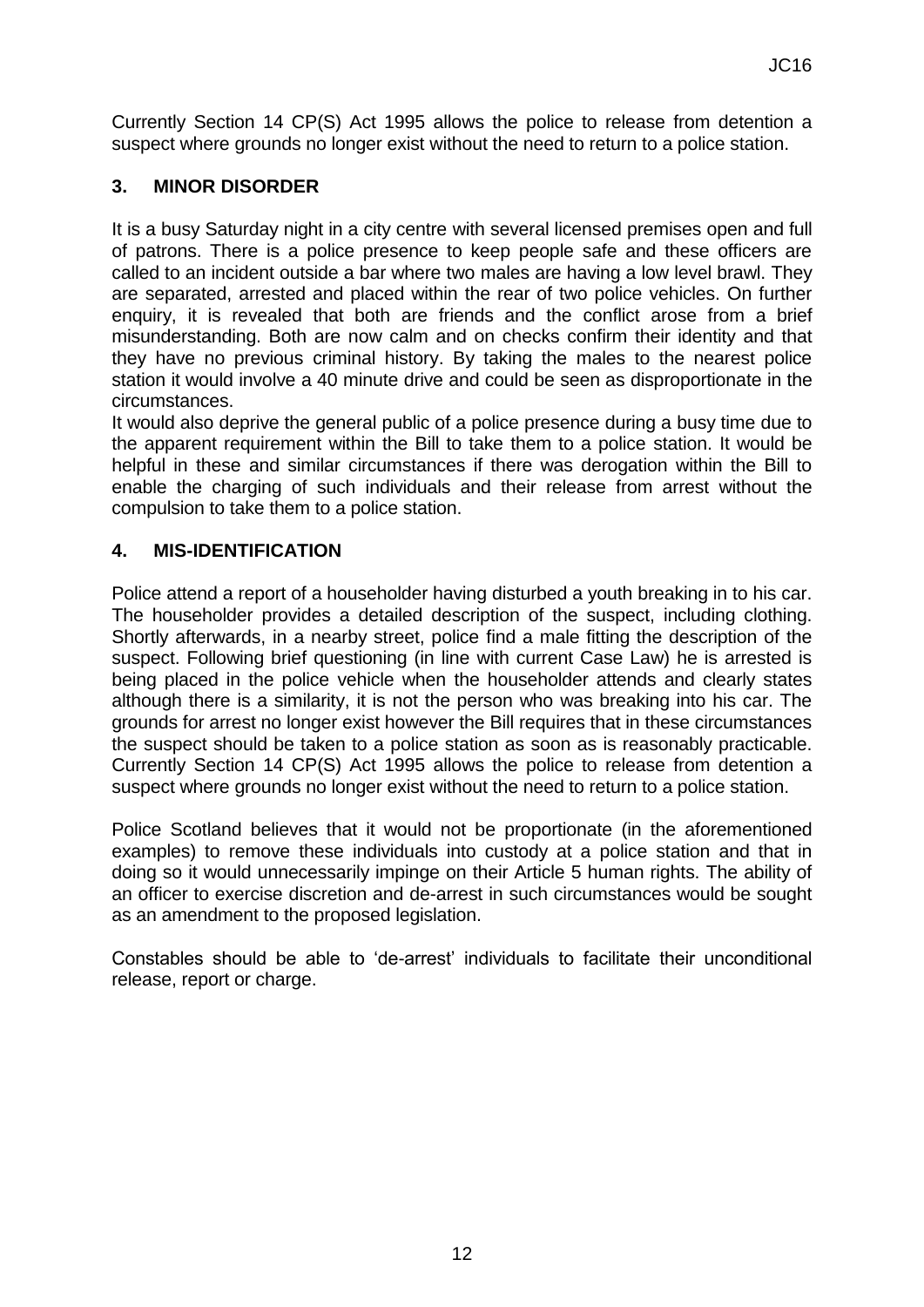Currently Section 14 CP(S) Act 1995 allows the police to release from detention a suspect where grounds no longer exist without the need to return to a police station.

## 3. MINOR DISORDER

It is a busy Saturday night in a city centre with several licensed premises open and full of patrons. There is a police presence to keep people safe and these officers are called to an incident outside a bar where two males are having a low level brawl. They are separated, arrested and placed within the rear of two police vehicles. On further enquiry, it is revealed that both are friends and the conflict arose from a brief misunderstanding. Both are now calm and on checks confirm their identity and that they have no previous criminal history. By taking the males to the nearest police station it would involve a 40 minute drive and could be seen as disproportionate in the circumstances.

It would also deprive the general public of a police presence during a busy time due to the apparent requirement within the Bill to take them to a police station. It would be helpful in these and similar circumstances if there was derogation within the Bill to enable the charging of such individuals and their release from arrest without the compulsion to take them to a police station.

## 4. MIS-IDENTIFICATION

Police attend a report of a householder having disturbed a youth breaking in to his car. The householder provides a detailed description of the suspect, including clothing. Shortly afterwards, in a nearby street, police find a male fitting the description of the suspect. Following brief questioning (in line with current Case Law) he is arrested is being placed in the police vehicle when the householder attends and clearly states although there is a similarity, it is not the person who was breaking into his car. The grounds for arrest no longer exist however the Bill requires that in these circumstances the suspect should be taken to a police station as soon as is reasonably practicable. Currently Section 14 CP(S) Act 1995 allows the police to release from detention a suspect where grounds no longer exist without the need to return to a police station.

Police Scotland believes that it would not be proportionate (in the aforementioned examples) to remove these individuals into custody at a police station and that in doing so it would unnecessarily impinge on their Article 5 human rights. The ability of an officer to exercise discretion and de-arrest in such circumstances would be sought as an amendment to the proposed legislation.

Constables should be able to 'de-arrest' individuals to facilitate their unconditional release, report or charge.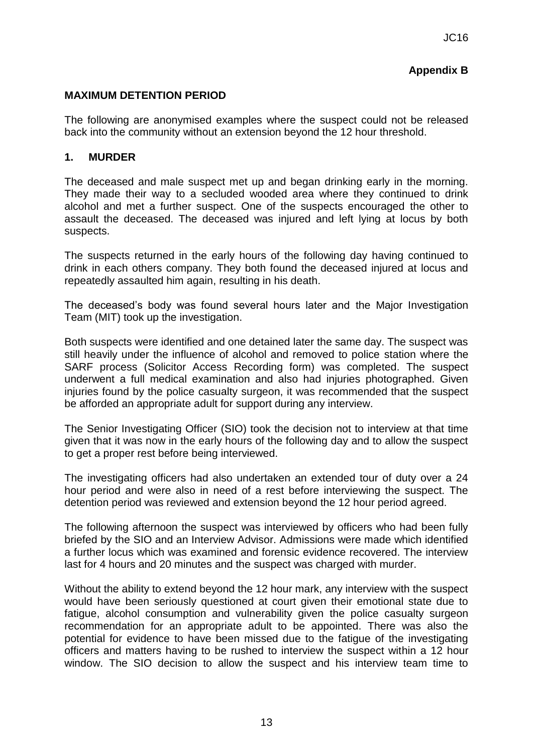**Appendix B**

**MAXIMUM DETENTION PERIOD**

The following are anonymised examples where the suspect could not be released back into the community without an extension beyond the 12 hour threshold.

**1. MURDER**

The deceased and male suspect met up and began drinking early in the morning. They made their way to a secluded wooded area where they continued to drink alcohol and met a further suspect. One of the suspects encouraged the other to assault the deceased. The deceased was injured and left lying at locus by both suspects.

The suspects returned in the early hours of the following day having continued to drink in each others company. They both found the deceased injured at locus and repeatedly assaulted him again, resulting in his death.

The deceased's body was found several hours later and the Major Investigation Team (MIT) took up the investigation.

Both suspects were identified and one detained later the same day. The suspect was still heavily under the influence of alcohol and removed to police station where the SARF process (Solicitor Access Recording form) was completed. The suspect underwent a full medical examination and also had injuries photographed. Given injuries found by the police casualty surgeon, it was recommended that the suspect be afforded an appropriate adult for support during any interview.

The Senior Investigating Officer (SIO) took the decision not to interview at that time given that it was now in the early hours of the following day and to allow the suspect to get a proper rest before being interviewed.

The investigating officers had also undertaken an extended tour of duty over a 24 hour period and were also in need of a rest before interviewing the suspect. The detention period was reviewed and extension beyond the 12 hour period agreed.

The following afternoon the suspect was interviewed by officers who had been fully briefed by the SIO and an Interview Advisor. Admissions were made which identified a further locus which was examined and forensic evidence recovered. The interview last for 4 hours and 20 minutes and the suspect was charged with murder.

Without the ability to extend beyond the 12 hour mark, any interview with the suspect would have been seriously questioned at court given their emotional state due to fatigue, alcohol consumption and vulnerability given the police casualty surgeon recommendation for an appropriate adult to be appointed. There was also the potential for evidence to have been missed due to the fatigue of the investigating officers and matters having to be rushed to interview the suspect within a 12 hour window. The SIO decision to allow the suspect and his interview team time to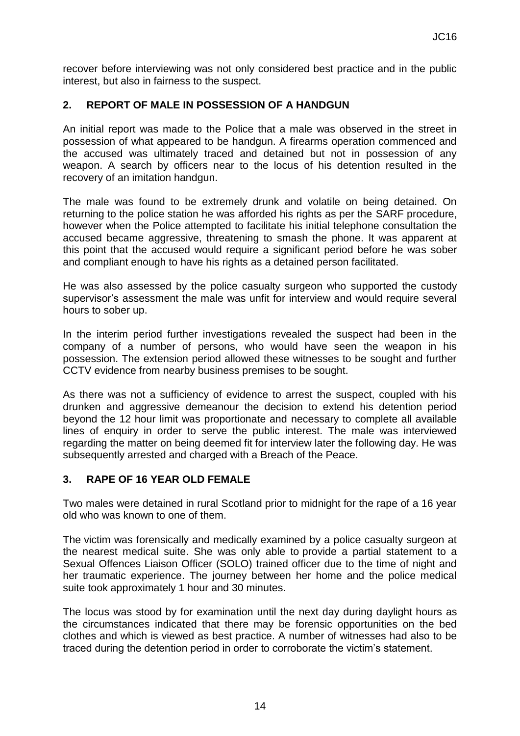recover before interviewing was not only considered best practice and in the public interest, but also in fairness to the suspect.

## 2. REPORT OF MALE IN POSSESSION OF A HANDGUN

An initial report was made to the Police that a male was observed in the street in possession of what appeared to be handgun. A firearms operation commenced and the accused was ultimately traced and detained but not in possession of any weapon. A search by officers near to the locus of his detention resulted in the recovery of an imitation handgun.

The male was found to be extremely drunk and volatile on being detained. On returning to the police station he was afforded his rights as per the SARF procedure, however when the Police attempted to facilitate his initial telephone consultation the accused became aggressive, threatening to smash the phone. It was apparent at this point that the accused would require a significant period before he was sober and compliant enough to have his rights as a detained person facilitated.

He was also assessed by the police casualty surgeon who supported the custody supervisor's assessment the male was unfit for interview and would require several hours to sober up.

In the interim period further investigations revealed the suspect had been in the company of a number of persons, who would have seen the weapon in his possession. The extension period allowed these witnesses to be sought and further CCTV evidence from nearby business premises to be sought.

As there was not a sufficiency of evidence to arrest the suspect, coupled with his drunken and aggressive demeanour the decision to extend his detention period beyond the 12 hour limit was proportionate and necessary to complete all available lines of enquiry in order to serve the public interest. The male was interviewed regarding the matter on being deemed fit for interview later the following day. He was subsequently arrested and charged with a Breach of the Peace.

## 3. RAPE OF 16 YEAR OLD FEMALE

Two males were detained in rural Scotland prior to midnight for the rape of a 16 year old who was known to one of them.

The victim was forensically and medically examined by a police casualty surgeon at the nearest medical suite. She was only able to provide a partial statement to a Sexual Offences Liaison Officer (SOLO) trained officer due to the time of night and her traumatic experience. The journey between her home and the police medical suite took approximately 1 hour and 30 minutes.

The locus was stood by for examination until the next day during daylight hours as the circumstances indicated that there may be forensic opportunities on the bed clothes and which is viewed as best practice. A number of witnesses had also to be traced during the detention period in order to corroborate the victim's statement.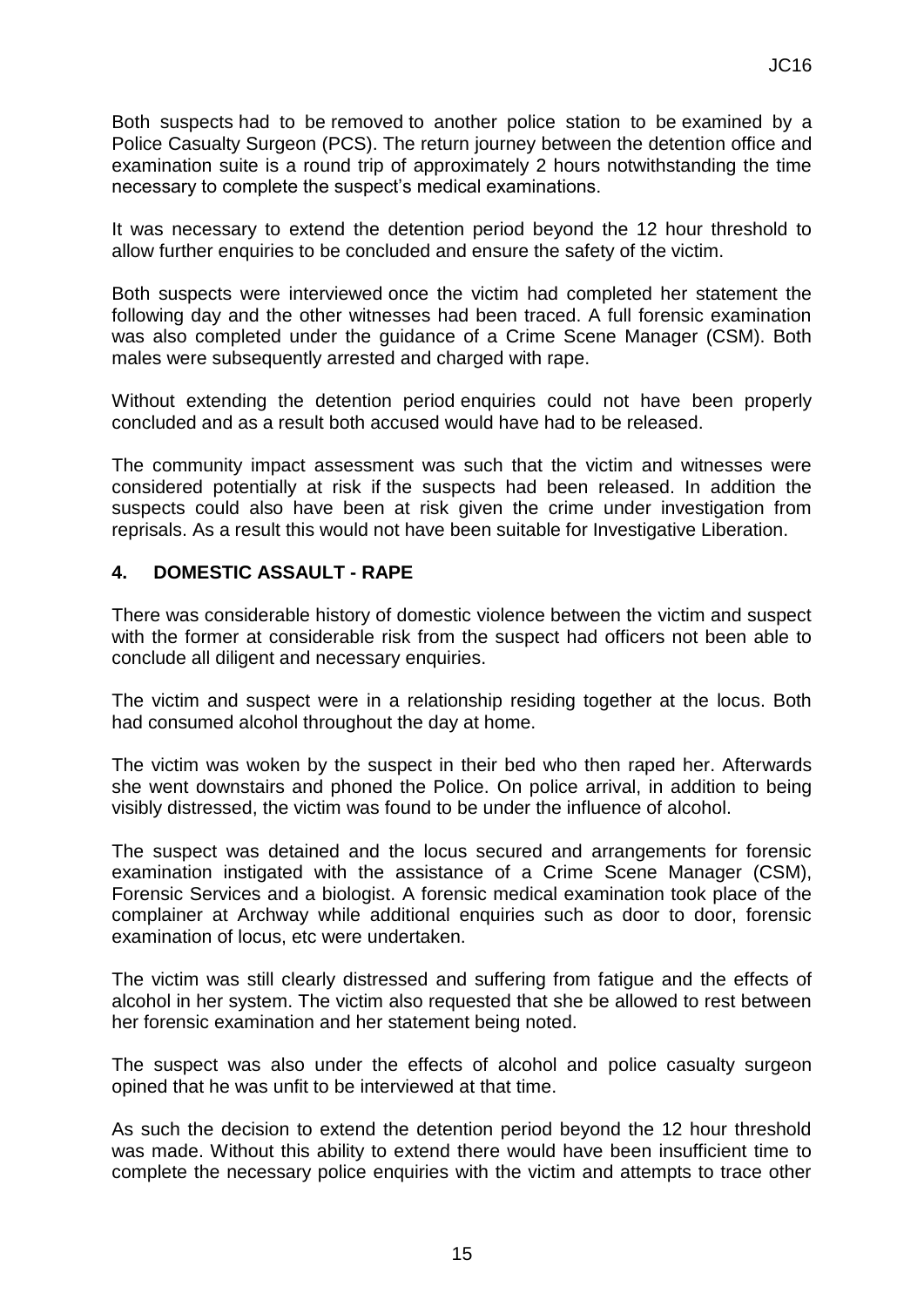Both suspects had to be removed to another police station to be examined by a Police Casualty Surgeon (PCS). The return journey between the detention office and examination suite is a round trip of approximately 2 hours notwithstanding the time necessary to complete the suspect's medical examinations.

It was necessary to extend the detention period beyond the 12 hour threshold to allow further enquiries to be concluded and ensure the safety of the victim.

Both suspects were interviewed once the victim had completed her statement the following day and the other witnesses had been traced. A full forensic examination was also completed under the guidance of a Crime Scene Manager (CSM). Both males were subsequently arrested and charged with rape.

Without extending the detention period enquiries could not have been properly concluded and as a result both accused would have had to be released.

The community impact assessment was such that the victim and witnesses were considered potentially at risk if the suspects had been released. In addition the suspects could also have been at risk given the crime under investigation from reprisals. As a result this would not have been suitable for Investigative Liberation.

## 4. DOMESTIC ASSAULT - RAPE

There was considerable history of domestic violence between the victim and suspect with the former at considerable risk from the suspect had officers not been able to conclude all diligent and necessary enquiries.

The victim and suspect were in a relationship residing together at the locus. Both had consumed alcohol throughout the day at home.

The victim was woken by the suspect in their bed who then raped her. Afterwards she went downstairs and phoned the Police. On police arrival, in addition to being visibly distressed, the victim was found to be under the influence of alcohol.

The suspect was detained and the locus secured and arrangements for forensic examination instigated with the assistance of a Crime Scene Manager (CSM), Forensic Services and a biologist. A forensic medical examination took place of the complainer at Archway while additional enquiries such as door to door, forensic examination of locus, etc were undertaken.

The victim was still clearly distressed and suffering from fatigue and the effects of alcohol in her system. The victim also requested that she be allowed to rest between her forensic examination and her statement being noted.

The suspect was also under the effects of alcohol and police casualty surgeon opined that he was unfit to be interviewed at that time.

As such the decision to extend the detention period beyond the 12 hour threshold was made. Without this ability to extend there would have been insufficient time to complete the necessary police enquiries with the victim and attempts to trace other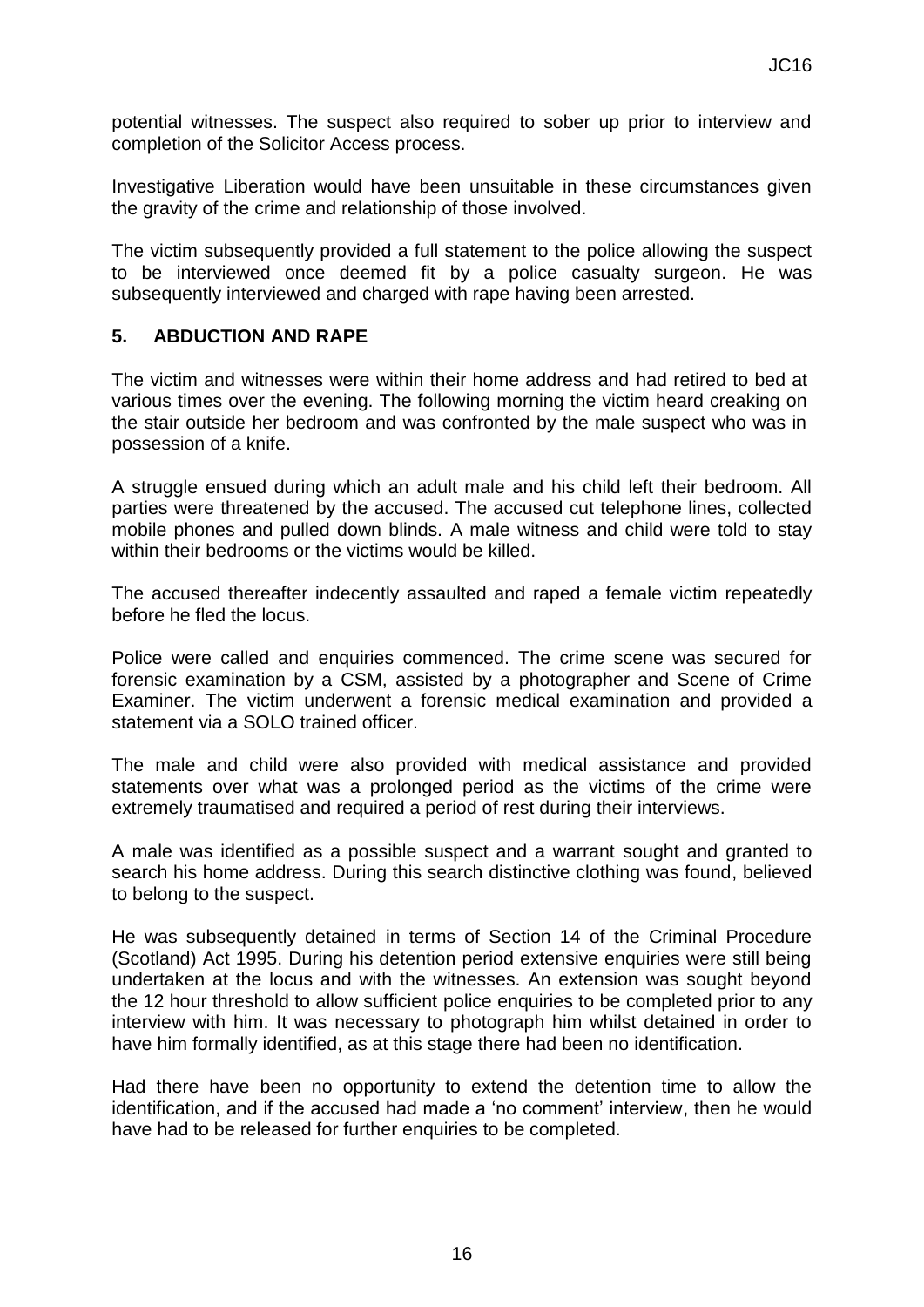potential witnesses. The suspect also required to sober up prior to interview and completion of the Solicitor Access process.

Investigative Liberation would have been unsuitable in these circumstances given the gravity of the crime and relationship of those involved.

The victim subsequently provided a full statement to the police allowing the suspect to be interviewed once deemed fit by a police casualty surgeon. He was subsequently interviewed and charged with rape having been arrested.

## 5. ABDUCTION AND RAPE

The victim and witnesses were within their home address and had retired to bed at various times over the evening. The following morning the victim heard creaking on the stair outside her bedroom and was confronted by the male suspect who was in possession of a knife.

A struggle ensued during which an adult male and his child left their bedroom. All parties were threatened by the accused. The accused cut telephone lines, collected mobile phones and pulled down blinds. A male witness and child were told to stay within their bedrooms or the victims would be killed.

The accused thereafter indecently assaulted and raped a female victim repeatedly before he fled the locus.

Police were called and enquiries commenced. The crime scene was secured for forensic examination by a CSM, assisted by a photographer and Scene of Crime Examiner. The victim underwent a forensic medical examination and provided a statement via a SOLO trained officer.

The male and child were also provided with medical assistance and provided statements over what was a prolonged period as the victims of the crime were extremely traumatised and required a period of rest during their interviews.

A male was identified as a possible suspect and a warrant sought and granted to search his home address. During this search distinctive clothing was found, believed to belong to the suspect.

He was subsequently detained in terms of Section 14 of the Criminal Procedure (Scotland) Act 1995. During his detention period extensive enquiries were still being undertaken at the locus and with the witnesses. An extension was sought beyond the 12 hour threshold to allow sufficient police enquiries to be completed prior to any interview with him. It was necessary to photograph him whilst detained in order to have him formally identified, as at this stage there had been no identification.

Had there have been no opportunity to extend the detention time to allow the identification, and if the accused had made a 'no comment' interview, then he would have had to be released for further enquiries to be completed.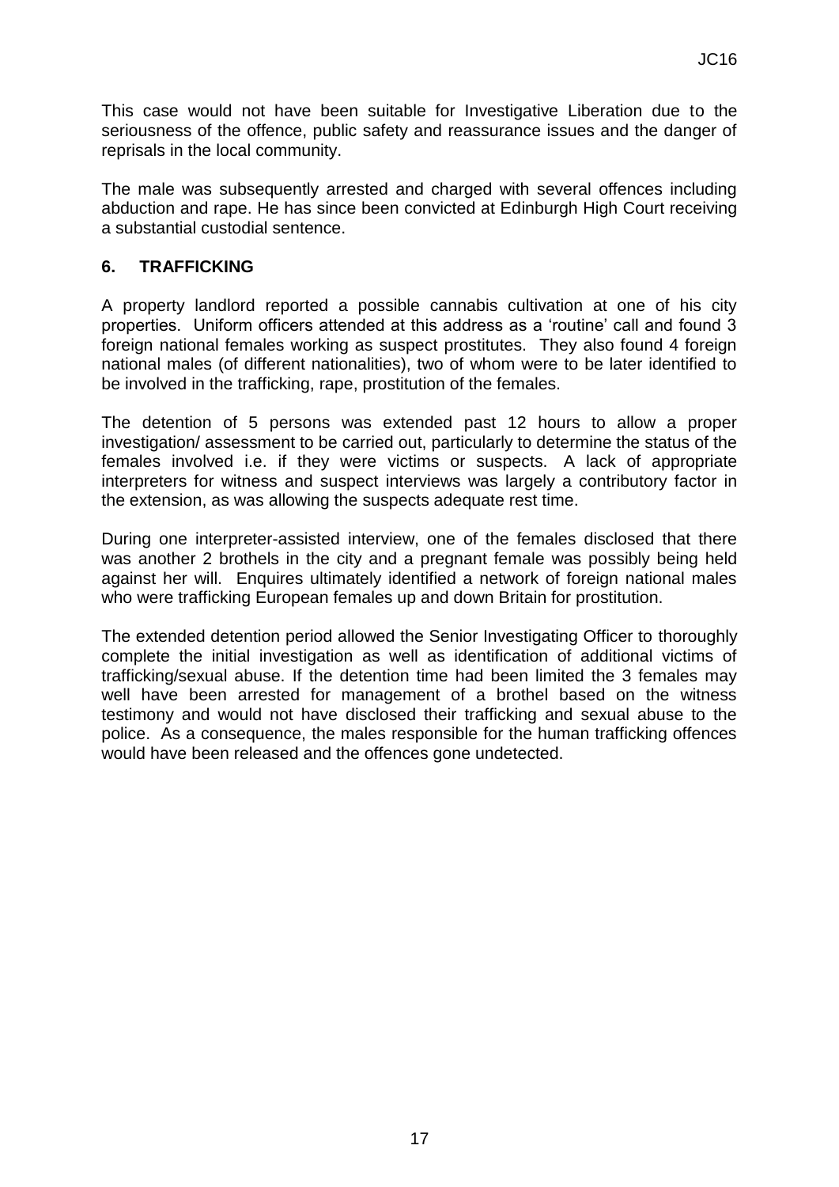This case would not have been suitable for Investigative Liberation due to the seriousness of the offence, public safety and reassurance issues and the danger of reprisals in the local community.

The male was subsequently arrested and charged with several offences including abduction and rape. He has since been convicted at Edinburgh High Court receiving a substantial custodial sentence.

## 6. TRAFFICKING

A property landlord reported a possible cannabis cultivation at one of his city properties. Uniform officers attended at this address as a 'routine' call and found 3 foreign national females working as suspect prostitutes. They also found 4 foreign national males (of different nationalities), two of whom were to be later identified to be involved in the trafficking, rape, prostitution of the females.

The detention of 5 persons was extended past 12 hours to allow a proper investigation/ assessment to be carried out, particularly to determine the status of the females involved i.e. if they were victims or suspects. A lack of appropriate interpreters for witness and suspect interviews was largely a contributory factor in the extension, as was allowing the suspects adequate rest time.

During one interpreter-assisted interview, one of the females disclosed that there was another 2 brothels in the city and a pregnant female was possibly being held against her will. Enquires ultimately identified a network of foreign national males who were trafficking European females up and down Britain for prostitution.

The extended detention period allowed the Senior Investigating Officer to thoroughly complete the initial investigation as well as identification of additional victims of trafficking/sexual abuse. If the detention time had been limited the 3 females may well have been arrested for management of a brothel based on the witness testimony and would not have disclosed their trafficking and sexual abuse to the police. As a consequence, the males responsible for the human trafficking offences would have been released and the offences gone undetected.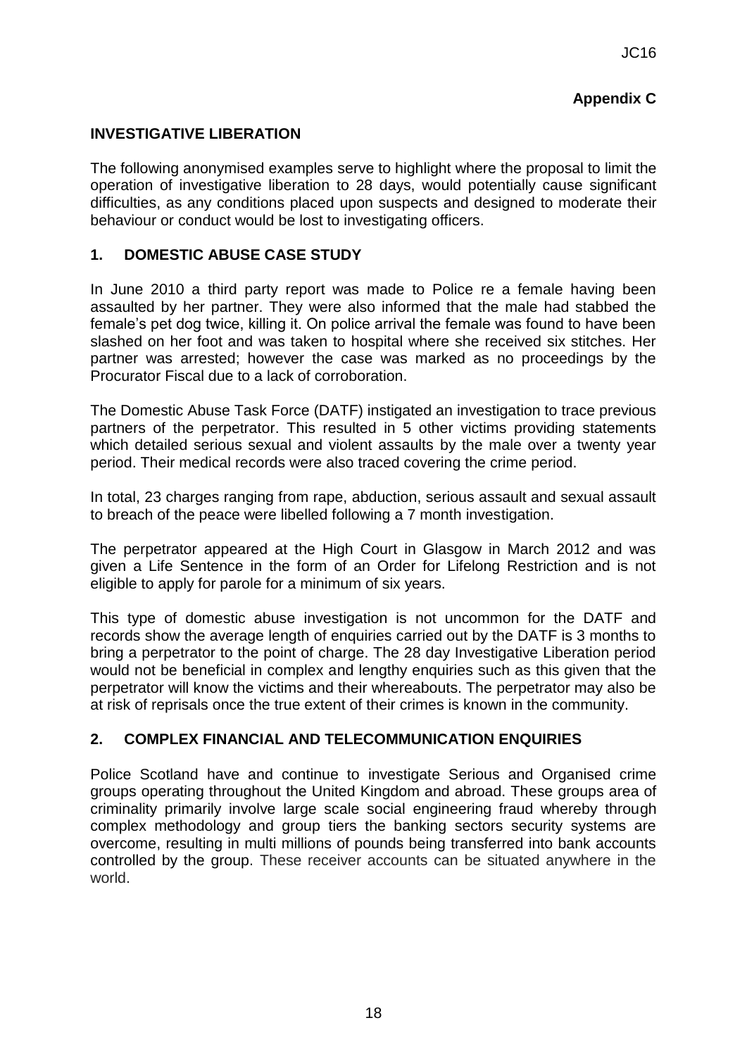**Appendix C**

## INVESTIGATIVE LIBERATION

The following anonymised examples serve to highlight where the proposal to limit the operation of investigative liberation to 28 days, would potentially cause significant difficulties, as any conditions placed upon suspects and designed to moderate their behaviour or conduct would be lost to investigating officers.

### 1. DOMESTIC ABUSE CASE STUDY

In June 2010 a third party report was made to Police re a female having been assaulted by her partner. They were also informed that the male had stabbed the female's pet dog twice, killing it. On police arrival the female was found to have been slashed on her foot and was taken to hospital where she received six stitches. Her partner was arrested; however the case was marked as no proceedings by the Procurator Fiscal due to a lack of corroboration.

The Domestic Abuse Task Force (DATF) instigated an investigation to trace previous partners of the perpetrator. This resulted in 5 other victims providing statements which detailed serious sexual and violent assaults by the male over a twenty year period. Their medical records were also traced covering the crime period.

In total, 23 charges ranging from rape, abduction, serious assault and sexual assault to breach of the peace were libelled following a 7 month investigation.

The perpetrator appeared at the High Court in Glasgow in March 2012 and was given a Life Sentence in the form of an Order for Lifelong Restriction and is not eligible to apply for parole for a minimum of six years.

This type of domestic abuse investigation is not uncommon for the DATF and records show the average length of enquiries carried out by the DATF is 3 months to bring a perpetrator to the point of charge. The 28 day Investigative Liberation period would not be beneficial in complex and lengthy enquiries such as this given that the perpetrator will know the victims and their whereabouts. The perpetrator may also be at risk of reprisals once the true extent of their crimes is known in the community.

### 2. COMPLEX FINANCIAL AND TELECOMMUNICATION ENQUIRIES

Police Scotland have and continue to investigate Serious and Organised crime groups operating throughout the United Kingdom and abroad. These groups area of criminality primarily involve large scale social engineering fraud whereby through complex methodology and group tiers the banking sectors security systems are overcome, resulting in multi millions of pounds being transferred into bank accounts controlled by the group. These receiver accounts can be situated anywhere in the world.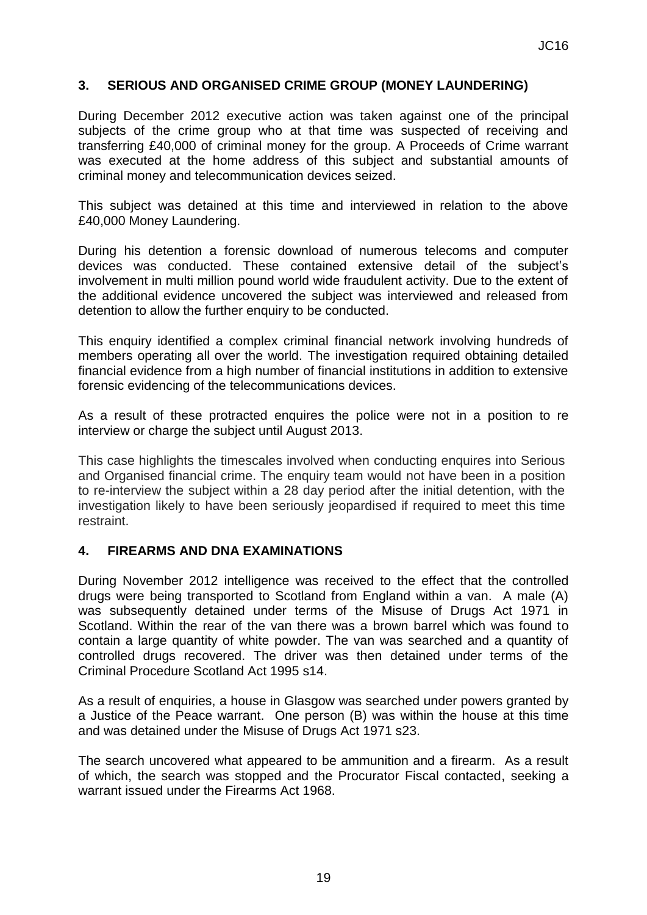## 3. SERIOUS AND ORGANISED CRIME GROUP (MONEY LAUNDERING)

During December 2012 executive action was taken against one of the principal subjects of the crime group who at that time was suspected of receiving and transferring £40,000 of criminal money for the group. A Proceeds of Crime warrant was executed at the home address of this subject and substantial amounts of criminal money and telecommunication devices seized.

This subject was detained at this time and interviewed in relation to the above £40,000 Money Laundering.

During his detention a forensic download of numerous telecoms and computer devices was conducted. These contained extensive detail of the subject's involvement in multi million pound world wide fraudulent activity. Due to the extent of the additional evidence uncovered the subject was interviewed and released from detention to allow the further enquiry to be conducted.

This enquiry identified a complex criminal financial network involving hundreds of members operating all over the world. The investigation required obtaining detailed financial evidence from a high number of financial institutions in addition to extensive forensic evidencing of the telecommunications devices.

As a result of these protracted enquires the police were not in a position to re interview or charge the subject until August 2013.

This case highlights the timescales involved when conducting enquires into Serious and Organised financial crime. The enquiry team would not have been in a position to re-interview the subject within a 28 day period after the initial detention, with the investigation likely to have been seriously jeopardised if required to meet this time restraint.

## 4. FIREARMS AND DNA EXAMINATIONS

During November 2012 intelligence was received to the effect that the controlled drugs were being transported to Scotland from England within a van. A male (A) was subsequently detained under terms of the Misuse of Drugs Act 1971 in Scotland. Within the rear of the van there was a brown barrel which was found to contain a large quantity of white powder. The van was searched and a quantity of controlled drugs recovered. The driver was then detained under terms of the Criminal Procedure Scotland Act 1995 s14.

As a result of enquiries, a house in Glasgow was searched under powers granted by a Justice of the Peace warrant. One person (B) was within the house at this time and was detained under the Misuse of Drugs Act 1971 s23.

The search uncovered what appeared to be ammunition and a firearm. As a result of which, the search was stopped and the Procurator Fiscal contacted, seeking a warrant issued under the Firearms Act 1968.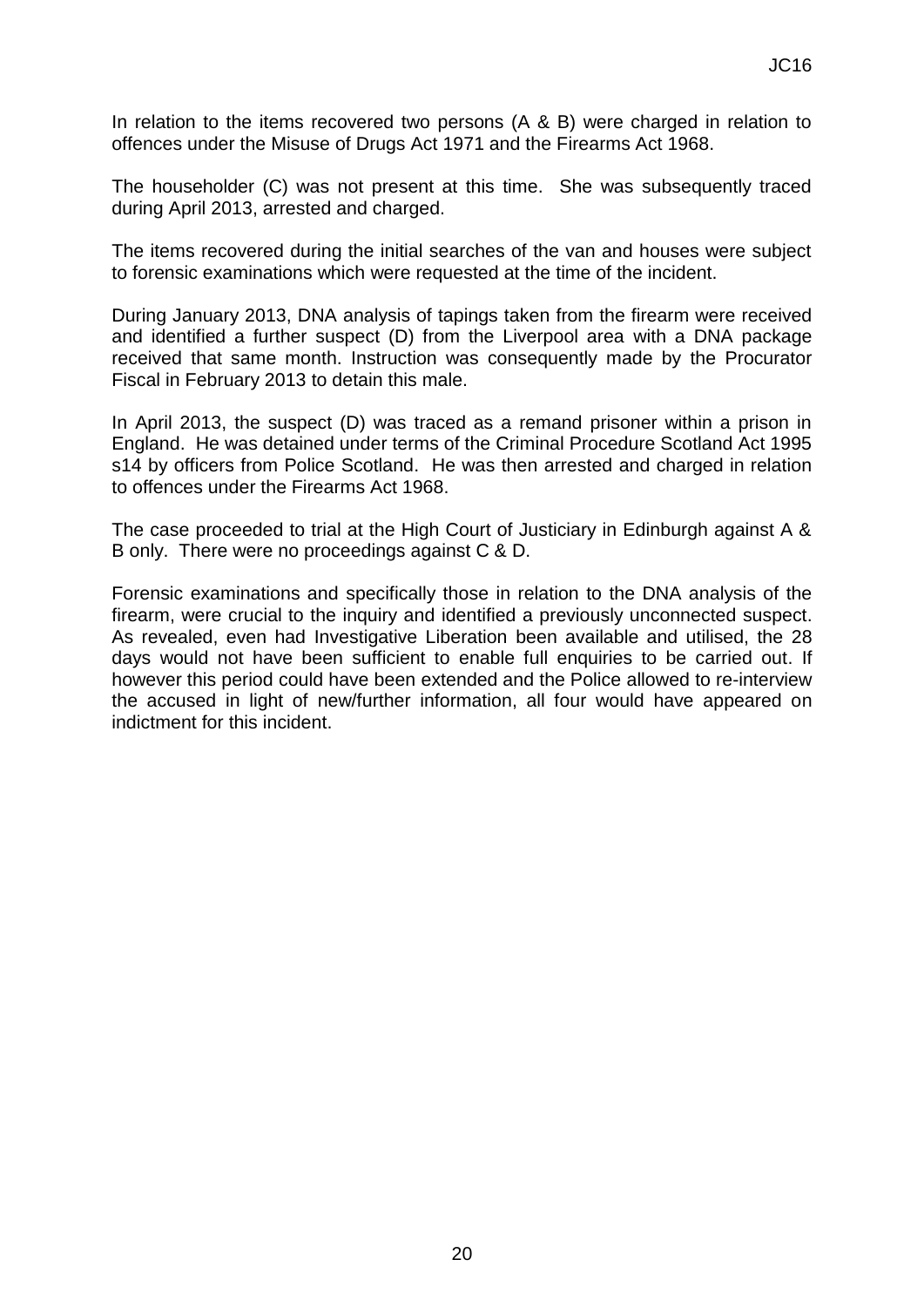In relation to the items recovered two persons (A & B) were charged in relation to offences under the Misuse of Drugs Act 1971 and the Firearms Act 1968.

The householder (C) was not present at this time. She was subsequently traced during April 2013, arrested and charged.

The items recovered during the initial searches of the van and houses were subject to forensic examinations which were requested at the time of the incident.

During January 2013, DNA analysis of tapings taken from the firearm were received and identified a further suspect (D) from the Liverpool area with a DNA package received that same month. Instruction was consequently made by the Procurator Fiscal in February 2013 to detain this male.

In April 2013, the suspect (D) was traced as a remand prisoner within a prison in England. He was detained under terms of the Criminal Procedure Scotland Act 1995 s14 by officers from Police Scotland. He was then arrested and charged in relation to offences under the Firearms Act 1968.

The case proceeded to trial at the High Court of Justiciary in Edinburgh against A & B only. There were no proceedings against C & D.

Forensic examinations and specifically those in relation to the DNA analysis of the firearm, were crucial to the inquiry and identified a previously unconnected suspect. As revealed, even had Investigative Liberation been available and utilised, the 28 days would not have been sufficient to enable full enquiries to be carried out. If however this period could have been extended and the Police allowed to re-interview the accused in light of new/further information, all four would have appeared on indictment for this incident.